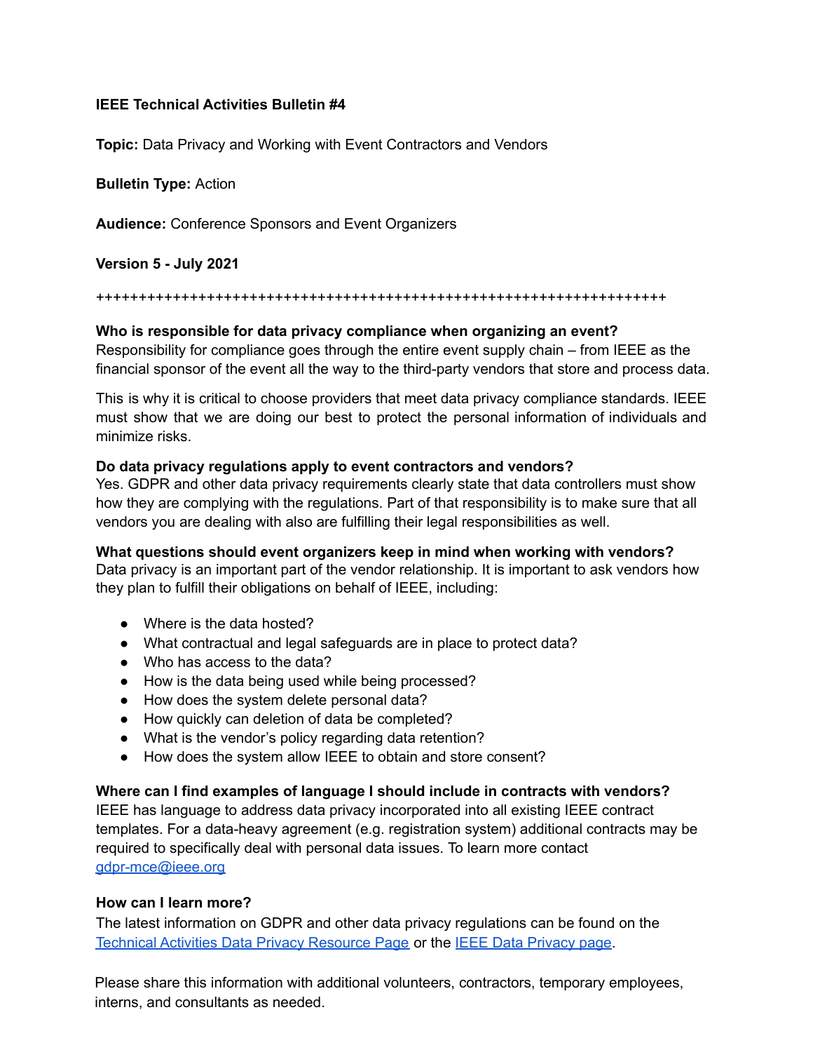**IEEE Technical Activities Bulletin #4**

**Topic:** Data Privacy and Working with Event Contractors and Vendors

**Bulletin Type:** Action

**Audience:** Conference Sponsors and Event Organizers

**Version 5 - July 2021**

++++++++++++++++++++++++++++++++++++++++++++++++++++++++++++++++++++

**Who is responsible for data privacy compliance when organizing an event?**
Responsibility for compliance goes through the entire event supply chain – from IEEE as the financial sponsor of the event all the way to the third-party vendors that store and process data.

This is why it is critical to choose providers that meet data privacy compliance standards. IEEE must show that we are doing our best to protect the personal information of individuals and minimize risks.

**Do data privacy regulations apply to event contractors and vendors?**
Yes. GDPR and other data privacy requirements clearly state that data controllers must show how they are complying with the regulations. Part of that responsibility is to make sure that all vendors you are dealing with also are fulfilling their legal responsibilities as well.

**What questions should event organizers keep in mind when working with vendors?**
Data privacy is an important part of the vendor relationship. It is important to ask vendors how they plan to fulfill their obligations on behalf of IEEE, including:

- Where is the data hosted?
- What contractual and legal safeguards are in place to protect data?
- Who has access to the data?
- How is the data being used while being processed?
- How does the system delete personal data?
- How quickly can deletion of data be completed?
- What is the vendor's policy regarding data retention?
- How does the system allow IEEE to obtain and store consent?

**Where can I find examples of language I should include in contracts with vendors?**
IEEE has language to address data privacy incorporated into all existing IEEE contract templates. For a data-heavy agreement (e.g. registration system) additional contracts may be required to specifically deal with personal data issues. To learn more contact gdpr-mce@ieee.org

**How can I learn more?**
The latest information on GDPR and other data privacy regulations can be found on the Technical Activities Data Privacy Resource Page or the IEEE Data Privacy page.

Please share this information with additional volunteers, contractors, temporary employees, interns, and consultants as needed.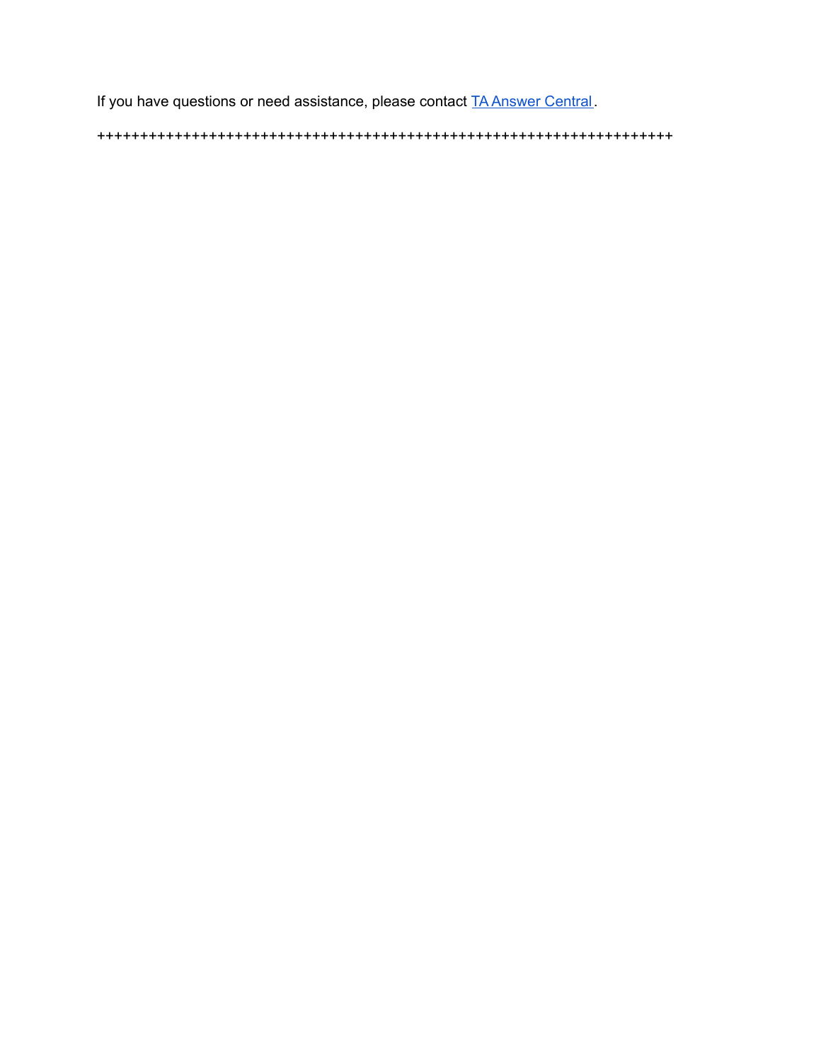If you have questions or need assistance, please contact [TA Answer Central](#).

++++++++++++++++++++++++++++++++++++++++++++++++++++++++++++++++++++